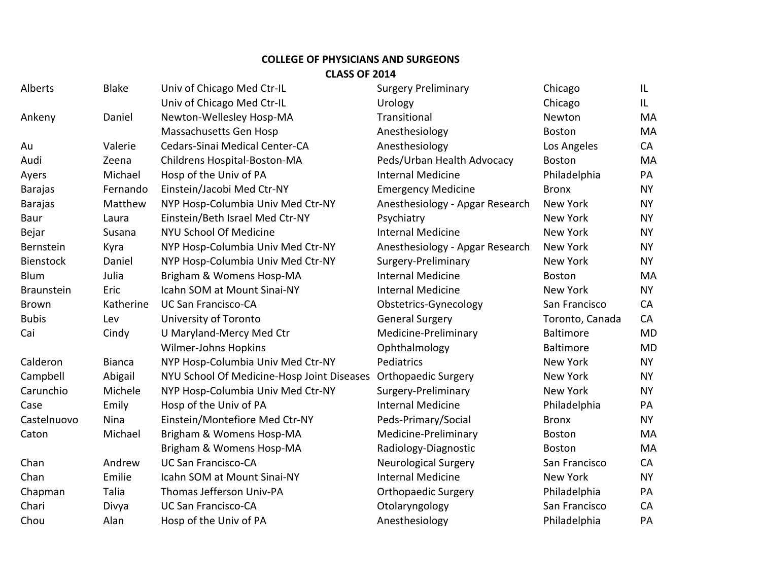**COLLEGE OF PHYSICIANS AND SURGEONS**
**CLASS OF 2014**

| | | | | | |
|---|---|---|---|---|---|
| Alberts | Blake | Univ of Chicago Med Ctr-IL | Surgery Preliminary | Chicago | IL |
| | | Univ of Chicago Med Ctr-IL | Urology | Chicago | IL |
| Ankeny | Daniel | Newton-Wellesley Hosp-MA | Transitional | Newton | MA |
| | | Massachusetts Gen Hosp | Anesthesiology | Boston | MA |
| Au | Valerie | Cedars-Sinai Medical Center-CA | Anesthesiology | Los Angeles | CA |
| Audi | Zeena | Childrens Hospital-Boston-MA | Peds/Urban Health Advocacy | Boston | MA |
| Ayers | Michael | Hosp of the Univ of PA | Internal Medicine | Philadelphia | PA |
| Barajas | Fernando | Einstein/Jacobi Med Ctr-NY | Emergency Medicine | Bronx | NY |
| Barajas | Matthew | NYP Hosp-Columbia Univ Med Ctr-NY | Anesthesiology - Apgar Research | New York | NY |
| Baur | Laura | Einstein/Beth Israel Med Ctr-NY | Psychiatry | New York | NY |
| Bejar | Susana | NYU School Of Medicine | Internal Medicine | New York | NY |
| Bernstein | Kyra | NYP Hosp-Columbia Univ Med Ctr-NY | Anesthesiology - Apgar Research | New York | NY |
| Bienstock | Daniel | NYP Hosp-Columbia Univ Med Ctr-NY | Surgery-Preliminary | New York | NY |
| Blum | Julia | Brigham & Womens Hosp-MA | Internal Medicine | Boston | MA |
| Braunstein | Eric | Icahn SOM at Mount Sinai-NY | Internal Medicine | New York | NY |
| Brown | Katherine | UC San Francisco-CA | Obstetrics-Gynecology | San Francisco | CA |
| Bubis | Lev | University of Toronto | General Surgery | Toronto, Canada | CA |
| Cai | Cindy | U Maryland-Mercy Med Ctr | Medicine-Preliminary | Baltimore | MD |
| | | Wilmer-Johns Hopkins | Ophthalmology | Baltimore | MD |
| Calderon | Bianca | NYP Hosp-Columbia Univ Med Ctr-NY | Pediatrics | New York | NY |
| Campbell | Abigail | NYU School Of Medicine-Hosp Joint Diseases | Orthopaedic Surgery | New York | NY |
| Carunchio | Michele | NYP Hosp-Columbia Univ Med Ctr-NY | Surgery-Preliminary | New York | NY |
| Case | Emily | Hosp of the Univ of PA | Internal Medicine | Philadelphia | PA |
| Castelnuovo | Nina | Einstein/Montefiore Med Ctr-NY | Peds-Primary/Social | Bronx | NY |
| Caton | Michael | Brigham & Womens Hosp-MA | Medicine-Preliminary | Boston | MA |
| | | Brigham & Womens Hosp-MA | Radiology-Diagnostic | Boston | MA |
| Chan | Andrew | UC San Francisco-CA | Neurological Surgery | San Francisco | CA |
| Chan | Emilie | Icahn SOM at Mount Sinai-NY | Internal Medicine | New York | NY |
| Chapman | Talia | Thomas Jefferson Univ-PA | Orthopaedic Surgery | Philadelphia | PA |
| Chari | Divya | UC San Francisco-CA | Otolaryngology | San Francisco | CA |
| Chou | Alan | Hosp of the Univ of PA | Anesthesiology | Philadelphia | PA |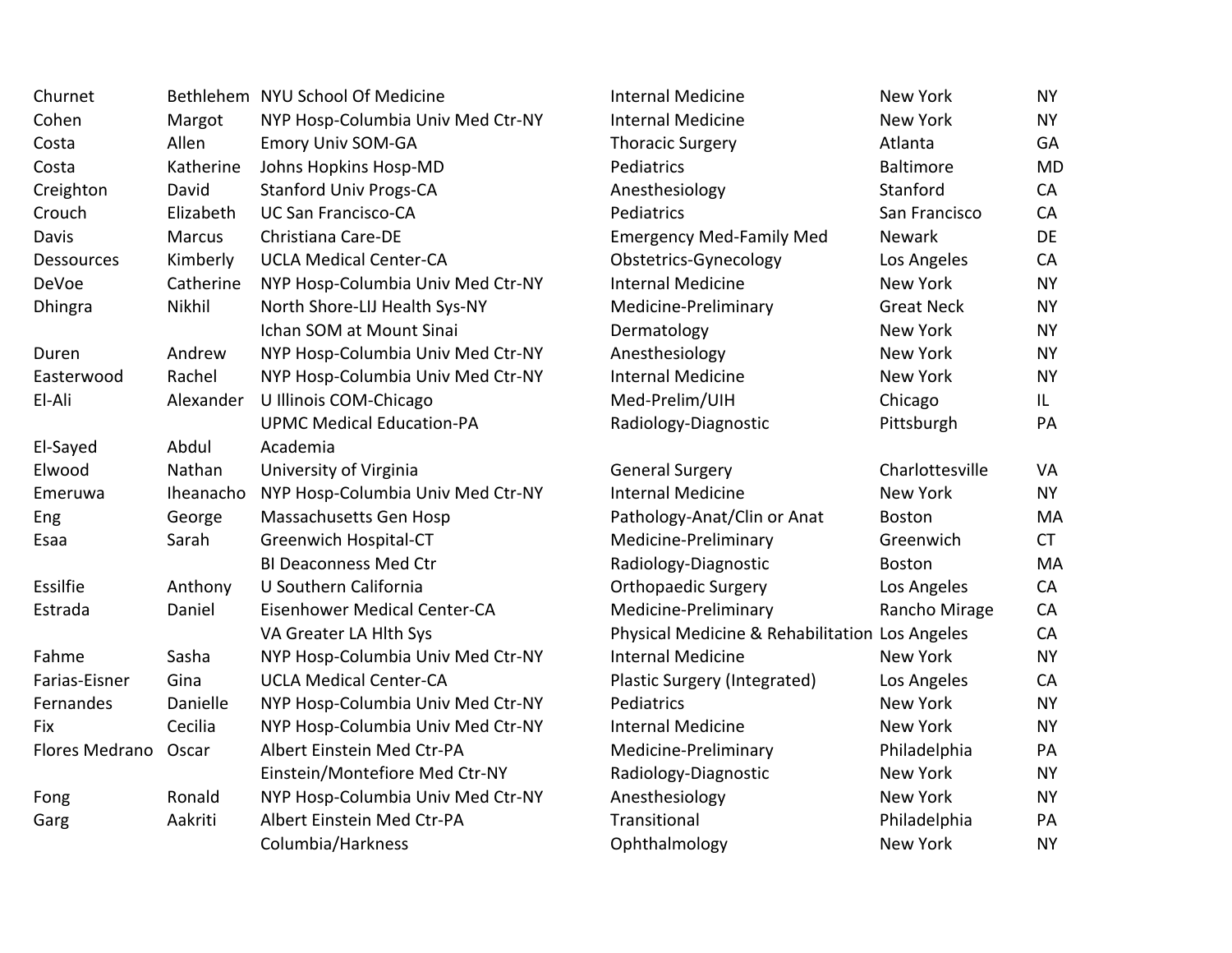| | | | | | |
|---|---|---|---|---|---|
| Churnet | Bethlehem | NYU School Of Medicine | Internal Medicine | New York | NY |
| Cohen | Margot | NYP Hosp-Columbia Univ Med Ctr-NY | Internal Medicine | New York | NY |
| Costa | Allen | Emory Univ SOM-GA | Thoracic Surgery | Atlanta | GA |
| Costa | Katherine | Johns Hopkins Hosp-MD | Pediatrics | Baltimore | MD |
| Creighton | David | Stanford Univ Progs-CA | Anesthesiology | Stanford | CA |
| Crouch | Elizabeth | UC San Francisco-CA | Pediatrics | San Francisco | CA |
| Davis | Marcus | Christiana Care-DE | Emergency Med-Family Med | Newark | DE |
| Dessources | Kimberly | UCLA Medical Center-CA | Obstetrics-Gynecology | Los Angeles | CA |
| DeVoe | Catherine | NYP Hosp-Columbia Univ Med Ctr-NY | Internal Medicine | New York | NY |
| Dhingra | Nikhil | North Shore-LIJ Health Sys-NY | Medicine-Preliminary | Great Neck | NY |
| | | Ichan SOM at Mount Sinai | Dermatology | New York | NY |
| Duren | Andrew | NYP Hosp-Columbia Univ Med Ctr-NY | Anesthesiology | New York | NY |
| Easterwood | Rachel | NYP Hosp-Columbia Univ Med Ctr-NY | Internal Medicine | New York | NY |
| El-Ali | Alexander | U Illinois COM-Chicago | Med-Prelim/UIH | Chicago | IL |
| | | UPMC Medical Education-PA | Radiology-Diagnostic | Pittsburgh | PA |
| El-Sayed | Abdul | Academia | | | |
| Elwood | Nathan | University of Virginia | General Surgery | Charlottesville | VA |
| Emeruwa | Iheanacho | NYP Hosp-Columbia Univ Med Ctr-NY | Internal Medicine | New York | NY |
| Eng | George | Massachusetts Gen Hosp | Pathology-Anat/Clin or Anat | Boston | MA |
| Esaa | Sarah | Greenwich Hospital-CT | Medicine-Preliminary | Greenwich | CT |
| | | BI Deaconness Med Ctr | Radiology-Diagnostic | Boston | MA |
| Essilfie | Anthony | U Southern California | Orthopaedic Surgery | Los Angeles | CA |
| Estrada | Daniel | Eisenhower Medical Center-CA | Medicine-Preliminary | Rancho Mirage | CA |
| | | VA Greater LA Hlth Sys | Physical Medicine & Rehabilitation | Los Angeles | CA |
| Fahme | Sasha | NYP Hosp-Columbia Univ Med Ctr-NY | Internal Medicine | New York | NY |
| Farias-Eisner | Gina | UCLA Medical Center-CA | Plastic Surgery (Integrated) | Los Angeles | CA |
| Fernandes | Danielle | NYP Hosp-Columbia Univ Med Ctr-NY | Pediatrics | New York | NY |
| Fix | Cecilia | NYP Hosp-Columbia Univ Med Ctr-NY | Internal Medicine | New York | NY |
| Flores Medrano | Oscar | Albert Einstein Med Ctr-PA | Medicine-Preliminary | Philadelphia | PA |
| | | Einstein/Montefiore Med Ctr-NY | Radiology-Diagnostic | New York | NY |
| Fong | Ronald | NYP Hosp-Columbia Univ Med Ctr-NY | Anesthesiology | New York | NY |
| Garg | Aakriti | Albert Einstein Med Ctr-PA | Transitional | Philadelphia | PA |
| | | Columbia/Harkness | Ophthalmology | New York | NY |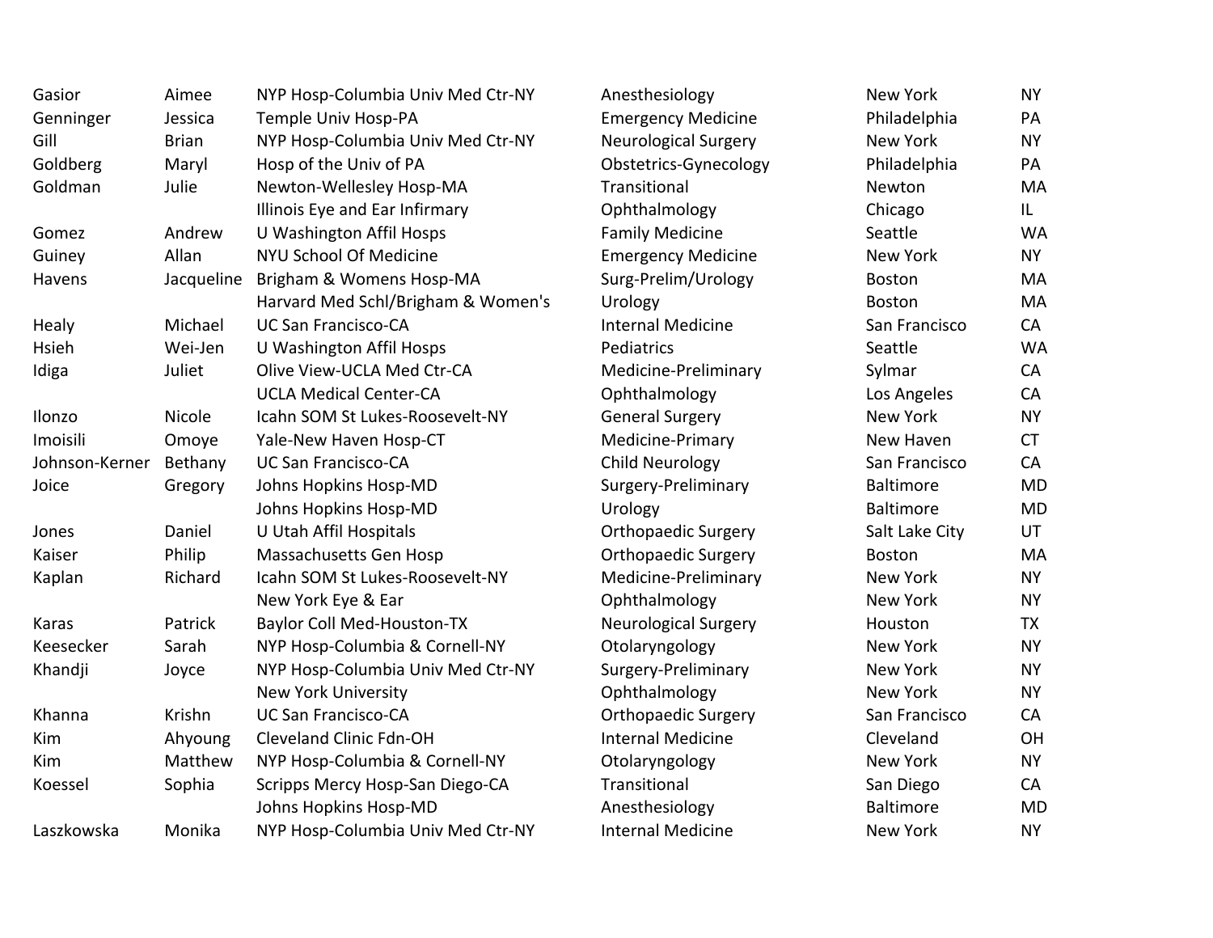| | | | | | |
|---|---|---|---|---|---|
| Gasior | Aimee | NYP Hosp-Columbia Univ Med Ctr-NY | Anesthesiology | New York | NY |
| Genninger | Jessica | Temple Univ Hosp-PA | Emergency Medicine | Philadelphia | PA |
| Gill | Brian | NYP Hosp-Columbia Univ Med Ctr-NY | Neurological Surgery | New York | NY |
| Goldberg | Maryl | Hosp of the Univ of PA | Obstetrics-Gynecology | Philadelphia | PA |
| Goldman | Julie | Newton-Wellesley Hosp-MA | Transitional | Newton | MA |
| | | Illinois Eye and Ear Infirmary | Ophthalmology | Chicago | IL |
| Gomez | Andrew | U Washington Affil Hosps | Family Medicine | Seattle | WA |
| Guiney | Allan | NYU School Of Medicine | Emergency Medicine | New York | NY |
| Havens | Jacqueline | Brigham & Womens Hosp-MA | Surg-Prelim/Urology | Boston | MA |
| | | Harvard Med Schl/Brigham & Women's | Urology | Boston | MA |
| Healy | Michael | UC San Francisco-CA | Internal Medicine | San Francisco | CA |
| Hsieh | Wei-Jen | U Washington Affil Hosps | Pediatrics | Seattle | WA |
| Idiga | Juliet | Olive View-UCLA Med Ctr-CA | Medicine-Preliminary | Sylmar | CA |
| | | UCLA Medical Center-CA | Ophthalmology | Los Angeles | CA |
| Ilonzo | Nicole | Icahn SOM St Lukes-Roosevelt-NY | General Surgery | New York | NY |
| Imoisili | Omoye | Yale-New Haven Hosp-CT | Medicine-Primary | New Haven | CT |
| Johnson-Kerner | Bethany | UC San Francisco-CA | Child Neurology | San Francisco | CA |
| Joice | Gregory | Johns Hopkins Hosp-MD | Surgery-Preliminary | Baltimore | MD |
| | | Johns Hopkins Hosp-MD | Urology | Baltimore | MD |
| Jones | Daniel | U Utah Affil Hospitals | Orthopaedic Surgery | Salt Lake City | UT |
| Kaiser | Philip | Massachusetts Gen Hosp | Orthopaedic Surgery | Boston | MA |
| Kaplan | Richard | Icahn SOM St Lukes-Roosevelt-NY | Medicine-Preliminary | New York | NY |
| | | New York Eye & Ear | Ophthalmology | New York | NY |
| Karas | Patrick | Baylor Coll Med-Houston-TX | Neurological Surgery | Houston | TX |
| Keesecker | Sarah | NYP Hosp-Columbia & Cornell-NY | Otolaryngology | New York | NY |
| Khandji | Joyce | NYP Hosp-Columbia Univ Med Ctr-NY | Surgery-Preliminary | New York | NY |
| | | New York University | Ophthalmology | New York | NY |
| Khanna | Krishn | UC San Francisco-CA | Orthopaedic Surgery | San Francisco | CA |
| Kim | Ahyoung | Cleveland Clinic Fdn-OH | Internal Medicine | Cleveland | OH |
| Kim | Matthew | NYP Hosp-Columbia & Cornell-NY | Otolaryngology | New York | NY |
| Koessel | Sophia | Scripps Mercy Hosp-San Diego-CA | Transitional | San Diego | CA |
| | | Johns Hopkins Hosp-MD | Anesthesiology | Baltimore | MD |
| Laszkowska | Monika | NYP Hosp-Columbia Univ Med Ctr-NY | Internal Medicine | New York | NY |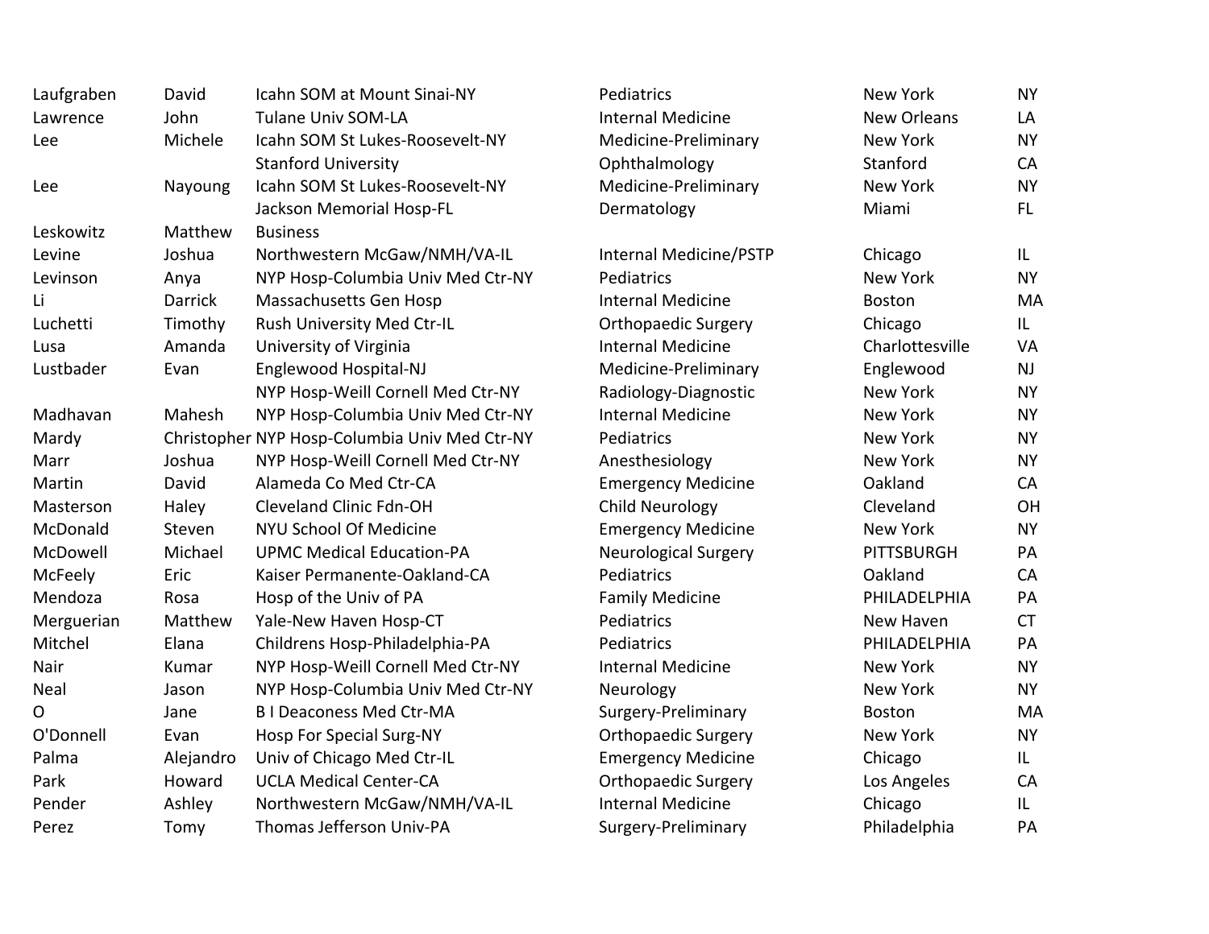| | | | | | |
|---|---|---|---|---|---|
| Laufgraben | David | Icahn SOM at Mount Sinai-NY | Pediatrics | New York | NY |
| Lawrence | John | Tulane Univ SOM-LA | Internal Medicine | New Orleans | LA |
| Lee | Michele | Icahn SOM St Lukes-Roosevelt-NY | Medicine-Preliminary | New York | NY |
| | | Stanford University | Ophthalmology | Stanford | CA |
| Lee | Nayoung | Icahn SOM St Lukes-Roosevelt-NY | Medicine-Preliminary | New York | NY |
| | | Jackson Memorial Hosp-FL | Dermatology | Miami | FL |
| Leskowitz | Matthew | Business | | | |
| Levine | Joshua | Northwestern McGaw/NMH/VA-IL | Internal Medicine/PSTP | Chicago | IL |
| Levinson | Anya | NYP Hosp-Columbia Univ Med Ctr-NY | Pediatrics | New York | NY |
| Li | Darrick | Massachusetts Gen Hosp | Internal Medicine | Boston | MA |
| Luchetti | Timothy | Rush University Med Ctr-IL | Orthopaedic Surgery | Chicago | IL |
| Lusa | Amanda | University of Virginia | Internal Medicine | Charlottesville | VA |
| Lustbader | Evan | Englewood Hospital-NJ | Medicine-Preliminary | Englewood | NJ |
| | | NYP Hosp-Weill Cornell Med Ctr-NY | Radiology-Diagnostic | New York | NY |
| Madhavan | Mahesh | NYP Hosp-Columbia Univ Med Ctr-NY | Internal Medicine | New York | NY |
| Mardy | Christopher | NYP Hosp-Columbia Univ Med Ctr-NY | Pediatrics | New York | NY |
| Marr | Joshua | NYP Hosp-Weill Cornell Med Ctr-NY | Anesthesiology | New York | NY |
| Martin | David | Alameda Co Med Ctr-CA | Emergency Medicine | Oakland | CA |
| Masterson | Haley | Cleveland Clinic Fdn-OH | Child Neurology | Cleveland | OH |
| McDonald | Steven | NYU School Of Medicine | Emergency Medicine | New York | NY |
| McDowell | Michael | UPMC Medical Education-PA | Neurological Surgery | PITTSBURGH | PA |
| McFeely | Eric | Kaiser Permanente-Oakland-CA | Pediatrics | Oakland | CA |
| Mendoza | Rosa | Hosp of the Univ of PA | Family Medicine | PHILADELPHIA | PA |
| Merguerian | Matthew | Yale-New Haven Hosp-CT | Pediatrics | New Haven | CT |
| Mitchel | Elana | Childrens Hosp-Philadelphia-PA | Pediatrics | PHILADELPHIA | PA |
| Nair | Kumar | NYP Hosp-Weill Cornell Med Ctr-NY | Internal Medicine | New York | NY |
| Neal | Jason | NYP Hosp-Columbia Univ Med Ctr-NY | Neurology | New York | NY |
| O | Jane | B I Deaconess Med Ctr-MA | Surgery-Preliminary | Boston | MA |
| O'Donnell | Evan | Hosp For Special Surg-NY | Orthopaedic Surgery | New York | NY |
| Palma | Alejandro | Univ of Chicago Med Ctr-IL | Emergency Medicine | Chicago | IL |
| Park | Howard | UCLA Medical Center-CA | Orthopaedic Surgery | Los Angeles | CA |
| Pender | Ashley | Northwestern McGaw/NMH/VA-IL | Internal Medicine | Chicago | IL |
| Perez | Tomy | Thomas Jefferson Univ-PA | Surgery-Preliminary | Philadelphia | PA |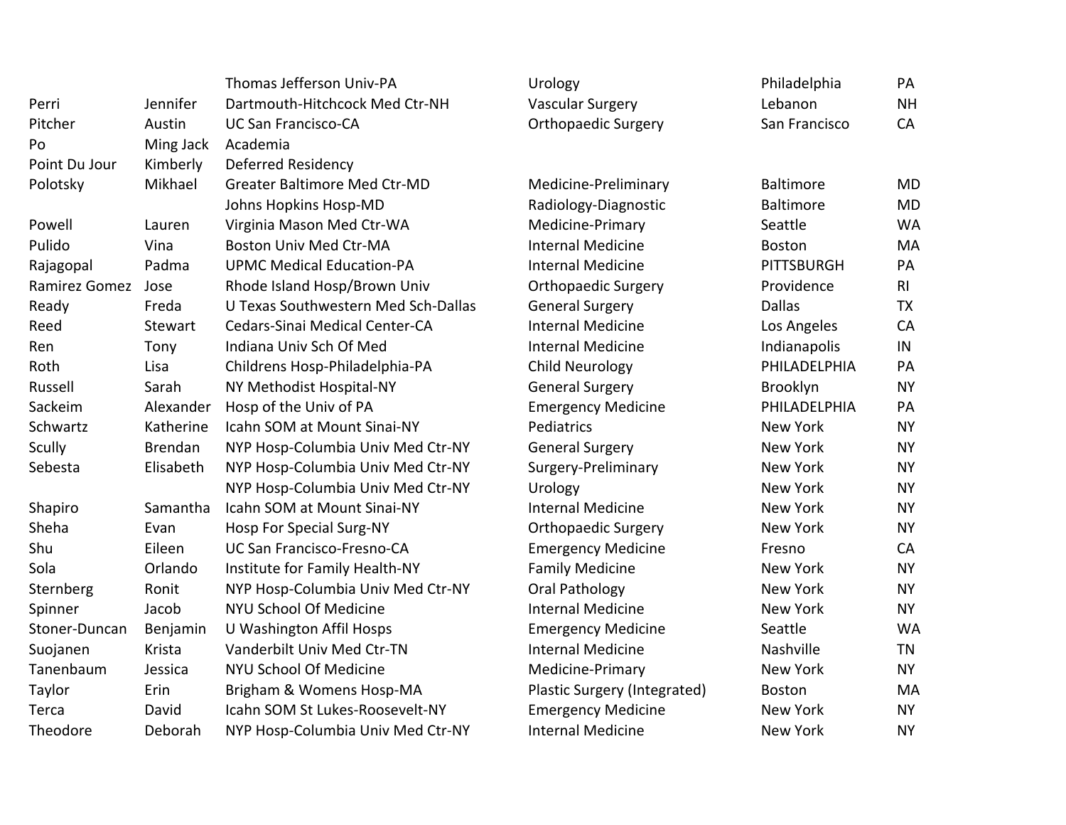| | | | | | |
|---|---|---|---|---|---|
| | | Thomas Jefferson Univ-PA | Urology | Philadelphia | PA |
| Perri | Jennifer | Dartmouth-Hitchcock Med Ctr-NH | Vascular Surgery | Lebanon | NH |
| Pitcher | Austin | UC San Francisco-CA | Orthopaedic Surgery | San Francisco | CA |
| Po | Ming Jack | Academia | | | |
| Point Du Jour | Kimberly | Deferred Residency | | | |
| Polotsky | Mikhael | Greater Baltimore Med Ctr-MD | Medicine-Preliminary | Baltimore | MD |
| | | Johns Hopkins Hosp-MD | Radiology-Diagnostic | Baltimore | MD |
| Powell | Lauren | Virginia Mason Med Ctr-WA | Medicine-Primary | Seattle | WA |
| Pulido | Vina | Boston Univ Med Ctr-MA | Internal Medicine | Boston | MA |
| Rajagopal | Padma | UPMC Medical Education-PA | Internal Medicine | PITTSBURGH | PA |
| Ramirez Gomez | Jose | Rhode Island Hosp/Brown Univ | Orthopaedic Surgery | Providence | RI |
| Ready | Freda | U Texas Southwestern Med Sch-Dallas | General Surgery | Dallas | TX |
| Reed | Stewart | Cedars-Sinai Medical Center-CA | Internal Medicine | Los Angeles | CA |
| Ren | Tony | Indiana Univ Sch Of Med | Internal Medicine | Indianapolis | IN |
| Roth | Lisa | Childrens Hosp-Philadelphia-PA | Child Neurology | PHILADELPHIA | PA |
| Russell | Sarah | NY Methodist Hospital-NY | General Surgery | Brooklyn | NY |
| Sackeim | Alexander | Hosp of the Univ of PA | Emergency Medicine | PHILADELPHIA | PA |
| Schwartz | Katherine | Icahn SOM at Mount Sinai-NY | Pediatrics | New York | NY |
| Scully | Brendan | NYP Hosp-Columbia Univ Med Ctr-NY | General Surgery | New York | NY |
| Sebesta | Elisabeth | NYP Hosp-Columbia Univ Med Ctr-NY | Surgery-Preliminary | New York | NY |
| | | NYP Hosp-Columbia Univ Med Ctr-NY | Urology | New York | NY |
| Shapiro | Samantha | Icahn SOM at Mount Sinai-NY | Internal Medicine | New York | NY |
| Sheha | Evan | Hosp For Special Surg-NY | Orthopaedic Surgery | New York | NY |
| Shu | Eileen | UC San Francisco-Fresno-CA | Emergency Medicine | Fresno | CA |
| Sola | Orlando | Institute for Family Health-NY | Family Medicine | New York | NY |
| Sternberg | Ronit | NYP Hosp-Columbia Univ Med Ctr-NY | Oral Pathology | New York | NY |
| Spinner | Jacob | NYU School Of Medicine | Internal Medicine | New York | NY |
| Stoner-Duncan | Benjamin | U Washington Affil Hosps | Emergency Medicine | Seattle | WA |
| Suojanen | Krista | Vanderbilt Univ Med Ctr-TN | Internal Medicine | Nashville | TN |
| Tanenbaum | Jessica | NYU School Of Medicine | Medicine-Primary | New York | NY |
| Taylor | Erin | Brigham & Womens Hosp-MA | Plastic Surgery (Integrated) | Boston | MA |
| Terca | David | Icahn SOM St Lukes-Roosevelt-NY | Emergency Medicine | New York | NY |
| Theodore | Deborah | NYP Hosp-Columbia Univ Med Ctr-NY | Internal Medicine | New York | NY |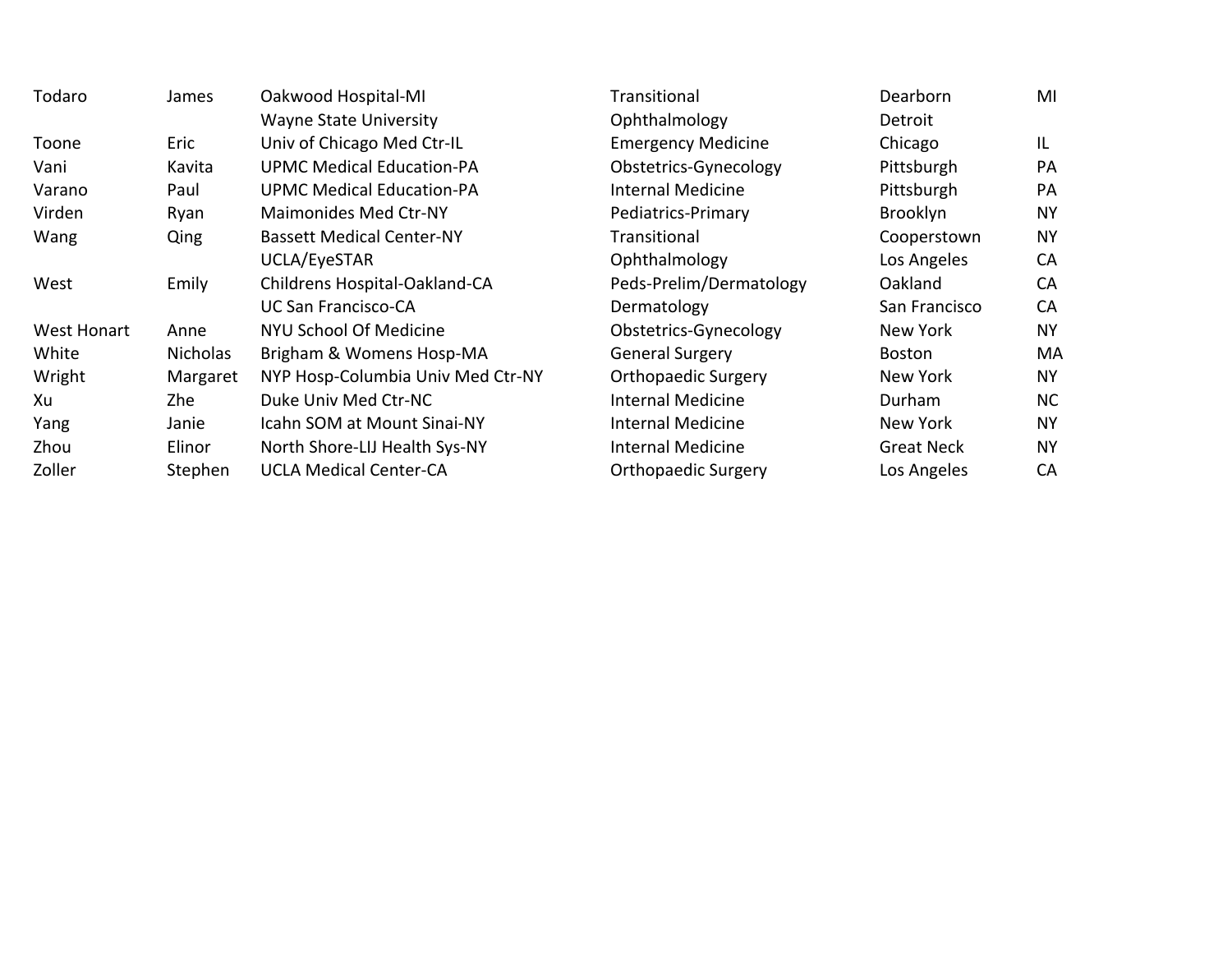| | | | | | |
|---|---|---|---|---|---|
| Todaro | James | Oakwood Hospital-MI | Transitional | Dearborn | MI |
| | | Wayne State University | Ophthalmology | Detroit | |
| Toone | Eric | Univ of Chicago Med Ctr-IL | Emergency Medicine | Chicago | IL |
| Vani | Kavita | UPMC Medical Education-PA | Obstetrics-Gynecology | Pittsburgh | PA |
| Varano | Paul | UPMC Medical Education-PA | Internal Medicine | Pittsburgh | PA |
| Virden | Ryan | Maimonides Med Ctr-NY | Pediatrics-Primary | Brooklyn | NY |
| Wang | Qing | Bassett Medical Center-NY | Transitional | Cooperstown | NY |
| | | UCLA/EyeSTAR | Ophthalmology | Los Angeles | CA |
| West | Emily | Childrens Hospital-Oakland-CA | Peds-Prelim/Dermatology | Oakland | CA |
| | | UC San Francisco-CA | Dermatology | San Francisco | CA |
| West Honart | Anne | NYU School Of Medicine | Obstetrics-Gynecology | New York | NY |
| White | Nicholas | Brigham & Womens Hosp-MA | General Surgery | Boston | MA |
| Wright | Margaret | NYP Hosp-Columbia Univ Med Ctr-NY | Orthopaedic Surgery | New York | NY |
| Xu | Zhe | Duke Univ Med Ctr-NC | Internal Medicine | Durham | NC |
| Yang | Janie | Icahn SOM at Mount Sinai-NY | Internal Medicine | New York | NY |
| Zhou | Elinor | North Shore-LIJ Health Sys-NY | Internal Medicine | Great Neck | NY |
| Zoller | Stephen | UCLA Medical Center-CA | Orthopaedic Surgery | Los Angeles | CA |